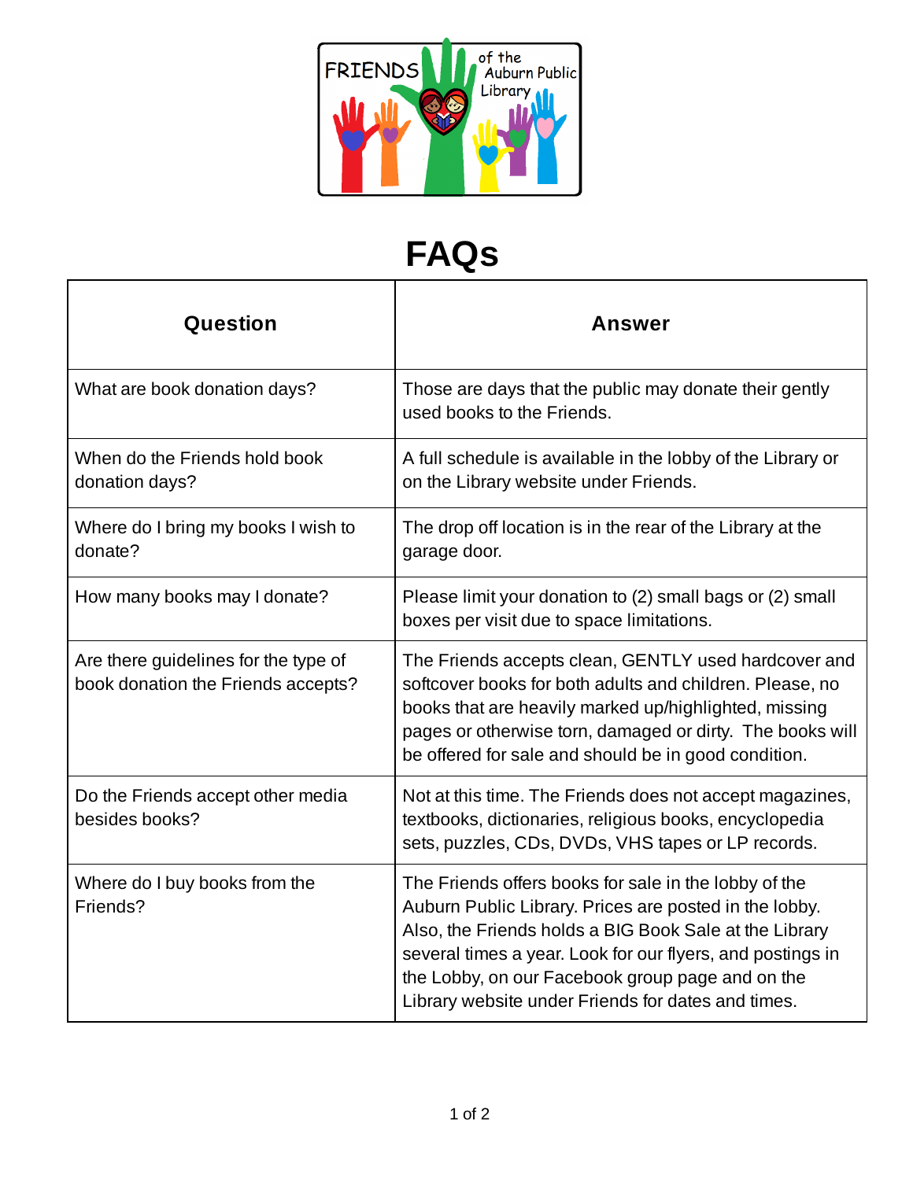# FAQs

| Question | Answer |
|---|---|
| What are book donation days? | Those are days that the public may donate their gently used books to the Friends. |
| When do the Friends hold book donation days? | A full schedule is available in the lobby of the Library or on the Library website under Friends. |
| Where do I bring my books I wish to donate? | The drop off location is in the rear of the Library at the garage door. |
| How many books may I donate? | Please limit your donation to (2) small bags or (2) small boxes per visit due to space limitations. |
| Are there guidelines for the type of book donation the Friends accepts? | The Friends accepts clean, GENTLY used hardcover and softcover books for both adults and children. Please, no books that are heavily marked up/highlighted, missing pages or otherwise torn, damaged or dirty. The books will be offered for sale and should be in good condition. |
| Do the Friends accept other media besides books? | Not at this time. The Friends does not accept magazines, textbooks, dictionaries, religious books, encyclopedia sets, puzzles, CDs, DVDs, VHS tapes or LP records. |
| Where do I buy books from the Friends? | The Friends offers books for sale in the lobby of the Auburn Public Library. Prices are posted in the lobby. Also, the Friends holds a BIG Book Sale at the Library several times a year. Look for our flyers, and postings in the Lobby, on our Facebook group page and on the Library website under Friends for dates and times. |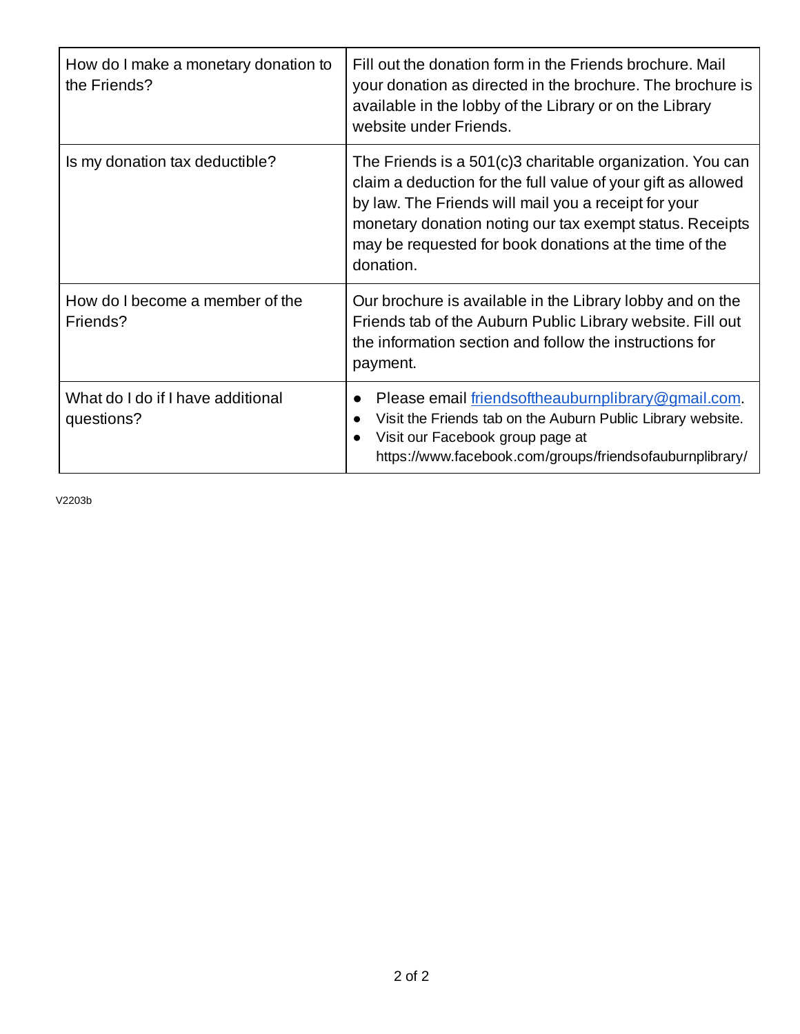| | |
|---|---|
| How do I make a monetary donation to the Friends? | Fill out the donation form in the Friends brochure. Mail your donation as directed in the brochure. The brochure is available in the lobby of the Library or on the Library website under Friends. |
| Is my donation tax deductible? | The Friends is a 501(c)3 charitable organization. You can claim a deduction for the full value of your gift as allowed by law. The Friends will mail you a receipt for your monetary donation noting our tax exempt status. Receipts may be requested for book donations at the time of the donation. |
| How do I become a member of the Friends? | Our brochure is available in the Library lobby and on the Friends tab of the Auburn Public Library website. Fill out the information section and follow the instructions for payment. |
| What do I do if I have additional questions? | • Please email friendsoftheauburnplibrary@gmail.com.<br>• Visit the Friends tab on the Auburn Public Library website.<br>• Visit our Facebook group page at https://www.facebook.com/groups/friendsofauburnplibrary/ |

V2203b